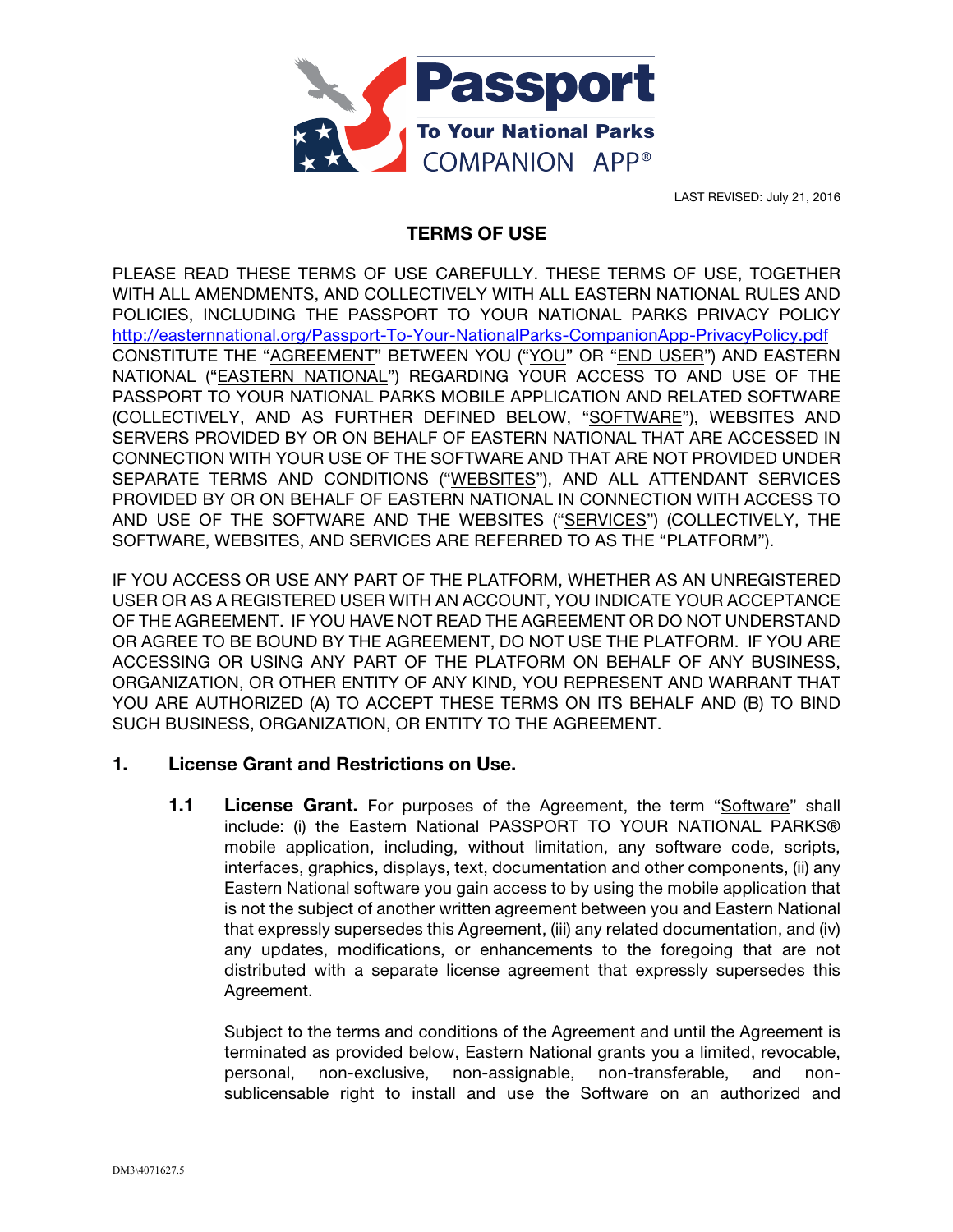**Passport**
**To Your National Parks**
COMPANION APP®

LAST REVISED: July 21, 2016

# TERMS OF USE

PLEASE READ THESE TERMS OF USE CAREFULLY. THESE TERMS OF USE, TOGETHER WITH ALL AMENDMENTS, AND COLLECTIVELY WITH ALL EASTERN NATIONAL RULES AND POLICIES, INCLUDING THE PASSPORT TO YOUR NATIONAL PARKS PRIVACY POLICY http://easternnational.org/Passport-To-Your-NationalParks-CompanionApp-PrivacyPolicy.pdf CONSTITUTE THE "AGREEMENT" BETWEEN YOU ("YOU" OR "END USER") AND EASTERN NATIONAL ("EASTERN NATIONAL") REGARDING YOUR ACCESS TO AND USE OF THE PASSPORT TO YOUR NATIONAL PARKS MOBILE APPLICATION AND RELATED SOFTWARE (COLLECTIVELY, AND AS FURTHER DEFINED BELOW, "SOFTWARE"), WEBSITES AND SERVERS PROVIDED BY OR ON BEHALF OF EASTERN NATIONAL THAT ARE ACCESSED IN CONNECTION WITH YOUR USE OF THE SOFTWARE AND THAT ARE NOT PROVIDED UNDER SEPARATE TERMS AND CONDITIONS ("WEBSITES"), AND ALL ATTENDANT SERVICES PROVIDED BY OR ON BEHALF OF EASTERN NATIONAL IN CONNECTION WITH ACCESS TO AND USE OF THE SOFTWARE AND THE WEBSITES ("SERVICES") (COLLECTIVELY, THE SOFTWARE, WEBSITES, AND SERVICES ARE REFERRED TO AS THE "PLATFORM").

IF YOU ACCESS OR USE ANY PART OF THE PLATFORM, WHETHER AS AN UNREGISTERED USER OR AS A REGISTERED USER WITH AN ACCOUNT, YOU INDICATE YOUR ACCEPTANCE OF THE AGREEMENT. IF YOU HAVE NOT READ THE AGREEMENT OR DO NOT UNDERSTAND OR AGREE TO BE BOUND BY THE AGREEMENT, DO NOT USE THE PLATFORM. IF YOU ARE ACCESSING OR USING ANY PART OF THE PLATFORM ON BEHALF OF ANY BUSINESS, ORGANIZATION, OR OTHER ENTITY OF ANY KIND, YOU REPRESENT AND WARRANT THAT YOU ARE AUTHORIZED (A) TO ACCEPT THESE TERMS ON ITS BEHALF AND (B) TO BIND SUCH BUSINESS, ORGANIZATION, OR ENTITY TO THE AGREEMENT.

## 1. License Grant and Restrictions on Use.

**1.1 License Grant.** For purposes of the Agreement, the term "Software" shall include: (i) the Eastern National PASSPORT TO YOUR NATIONAL PARKS® mobile application, including, without limitation, any software code, scripts, interfaces, graphics, displays, text, documentation and other components, (ii) any Eastern National software you gain access to by using the mobile application that is not the subject of another written agreement between you and Eastern National that expressly supersedes this Agreement, (iii) any related documentation, and (iv) any updates, modifications, or enhancements to the foregoing that are not distributed with a separate license agreement that expressly supersedes this Agreement.

Subject to the terms and conditions of the Agreement and until the Agreement is terminated as provided below, Eastern National grants you a limited, revocable, personal, non-exclusive, non-assignable, non-transferable, and non-sublicensable right to install and use the Software on an authorized and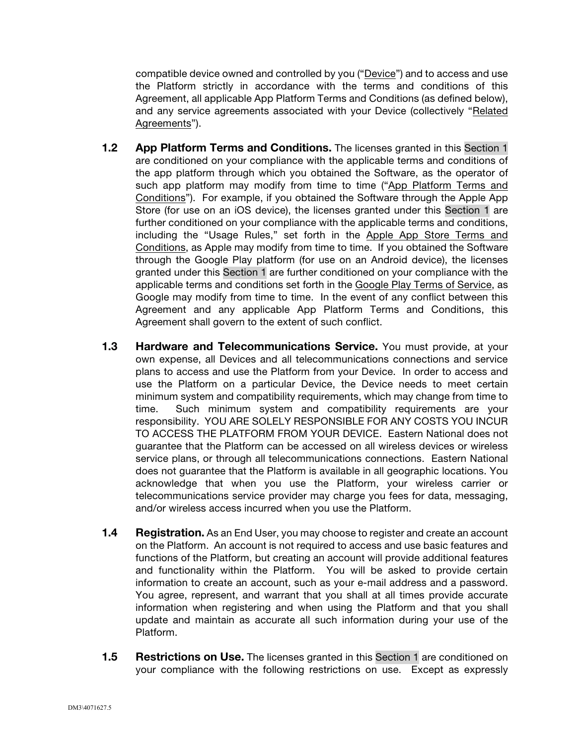compatible device owned and controlled by you ("Device") and to access and use the Platform strictly in accordance with the terms and conditions of this Agreement, all applicable App Platform Terms and Conditions (as defined below), and any service agreements associated with your Device (collectively "Related Agreements").

**1.2 App Platform Terms and Conditions.** The licenses granted in this Section 1 are conditioned on your compliance with the applicable terms and conditions of the app platform through which you obtained the Software, as the operator of such app platform may modify from time to time ("App Platform Terms and Conditions"). For example, if you obtained the Software through the Apple App Store (for use on an iOS device), the licenses granted under this Section 1 are further conditioned on your compliance with the applicable terms and conditions, including the "Usage Rules," set forth in the Apple App Store Terms and Conditions, as Apple may modify from time to time. If you obtained the Software through the Google Play platform (for use on an Android device), the licenses granted under this Section 1 are further conditioned on your compliance with the applicable terms and conditions set forth in the Google Play Terms of Service, as Google may modify from time to time. In the event of any conflict between this Agreement and any applicable App Platform Terms and Conditions, this Agreement shall govern to the extent of such conflict.

**1.3 Hardware and Telecommunications Service.** You must provide, at your own expense, all Devices and all telecommunications connections and service plans to access and use the Platform from your Device. In order to access and use the Platform on a particular Device, the Device needs to meet certain minimum system and compatibility requirements, which may change from time to time. Such minimum system and compatibility requirements are your responsibility. YOU ARE SOLELY RESPONSIBLE FOR ANY COSTS YOU INCUR TO ACCESS THE PLATFORM FROM YOUR DEVICE. Eastern National does not guarantee that the Platform can be accessed on all wireless devices or wireless service plans, or through all telecommunications connections. Eastern National does not guarantee that the Platform is available in all geographic locations. You acknowledge that when you use the Platform, your wireless carrier or telecommunications service provider may charge you fees for data, messaging, and/or wireless access incurred when you use the Platform.

**1.4 Registration.** As an End User, you may choose to register and create an account on the Platform. An account is not required to access and use basic features and functions of the Platform, but creating an account will provide additional features and functionality within the Platform. You will be asked to provide certain information to create an account, such as your e-mail address and a password. You agree, represent, and warrant that you shall at all times provide accurate information when registering and when using the Platform and that you shall update and maintain as accurate all such information during your use of the Platform.

**1.5 Restrictions on Use.** The licenses granted in this Section 1 are conditioned on your compliance with the following restrictions on use. Except as expressly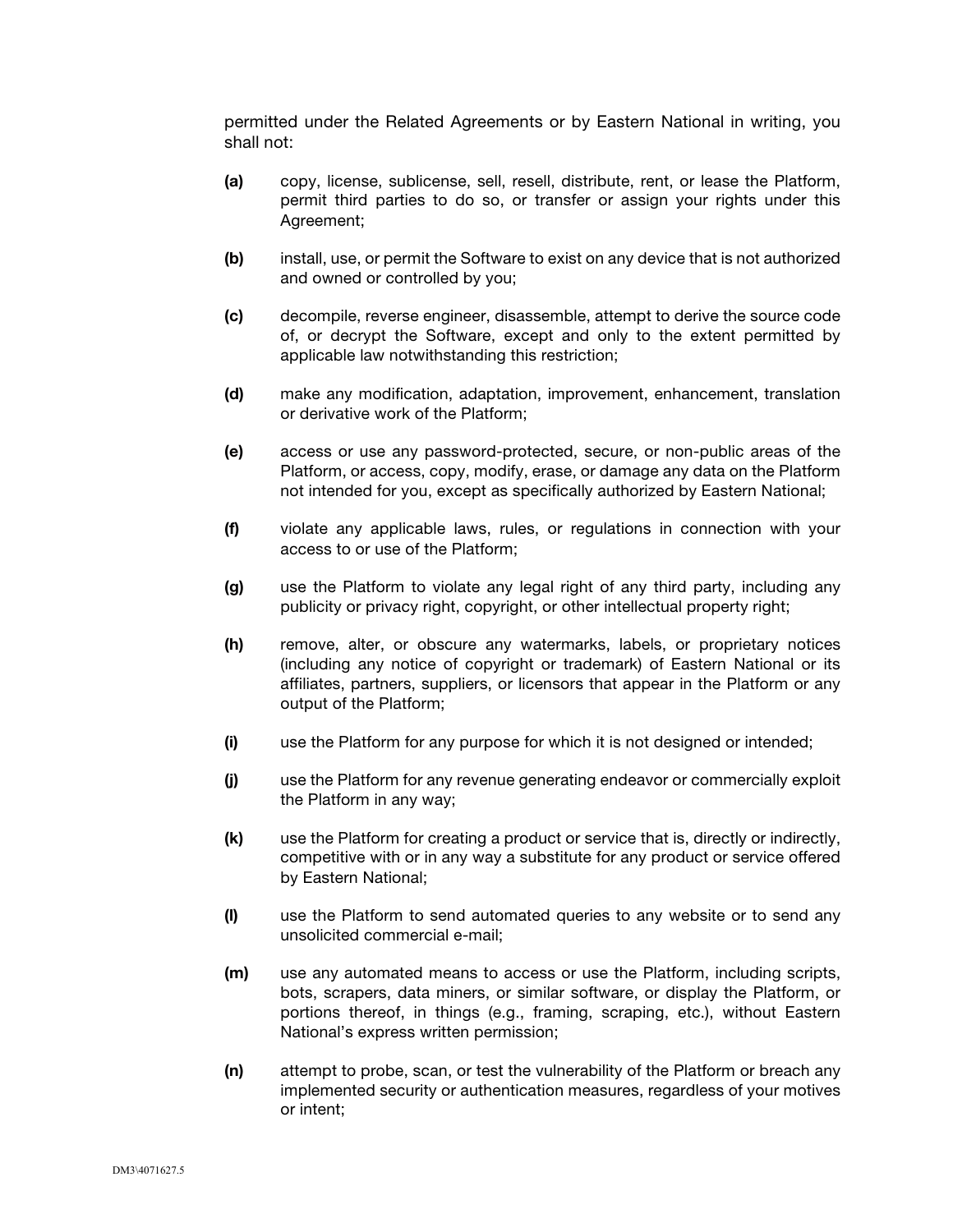permitted under the Related Agreements or by Eastern National in writing, you shall not:

**(a)** copy, license, sublicense, sell, resell, distribute, rent, or lease the Platform, permit third parties to do so, or transfer or assign your rights under this Agreement;

**(b)** install, use, or permit the Software to exist on any device that is not authorized and owned or controlled by you;

**(c)** decompile, reverse engineer, disassemble, attempt to derive the source code of, or decrypt the Software, except and only to the extent permitted by applicable law notwithstanding this restriction;

**(d)** make any modification, adaptation, improvement, enhancement, translation or derivative work of the Platform;

**(e)** access or use any password-protected, secure, or non-public areas of the Platform, or access, copy, modify, erase, or damage any data on the Platform not intended for you, except as specifically authorized by Eastern National;

**(f)** violate any applicable laws, rules, or regulations in connection with your access to or use of the Platform;

**(g)** use the Platform to violate any legal right of any third party, including any publicity or privacy right, copyright, or other intellectual property right;

**(h)** remove, alter, or obscure any watermarks, labels, or proprietary notices (including any notice of copyright or trademark) of Eastern National or its affiliates, partners, suppliers, or licensors that appear in the Platform or any output of the Platform;

**(i)** use the Platform for any purpose for which it is not designed or intended;

**(j)** use the Platform for any revenue generating endeavor or commercially exploit the Platform in any way;

**(k)** use the Platform for creating a product or service that is, directly or indirectly, competitive with or in any way a substitute for any product or service offered by Eastern National;

**(l)** use the Platform to send automated queries to any website or to send any unsolicited commercial e-mail;

**(m)** use any automated means to access or use the Platform, including scripts, bots, scrapers, data miners, or similar software, or display the Platform, or portions thereof, in things (e.g., framing, scraping, etc.), without Eastern National's express written permission;

**(n)** attempt to probe, scan, or test the vulnerability of the Platform or breach any implemented security or authentication measures, regardless of your motives or intent;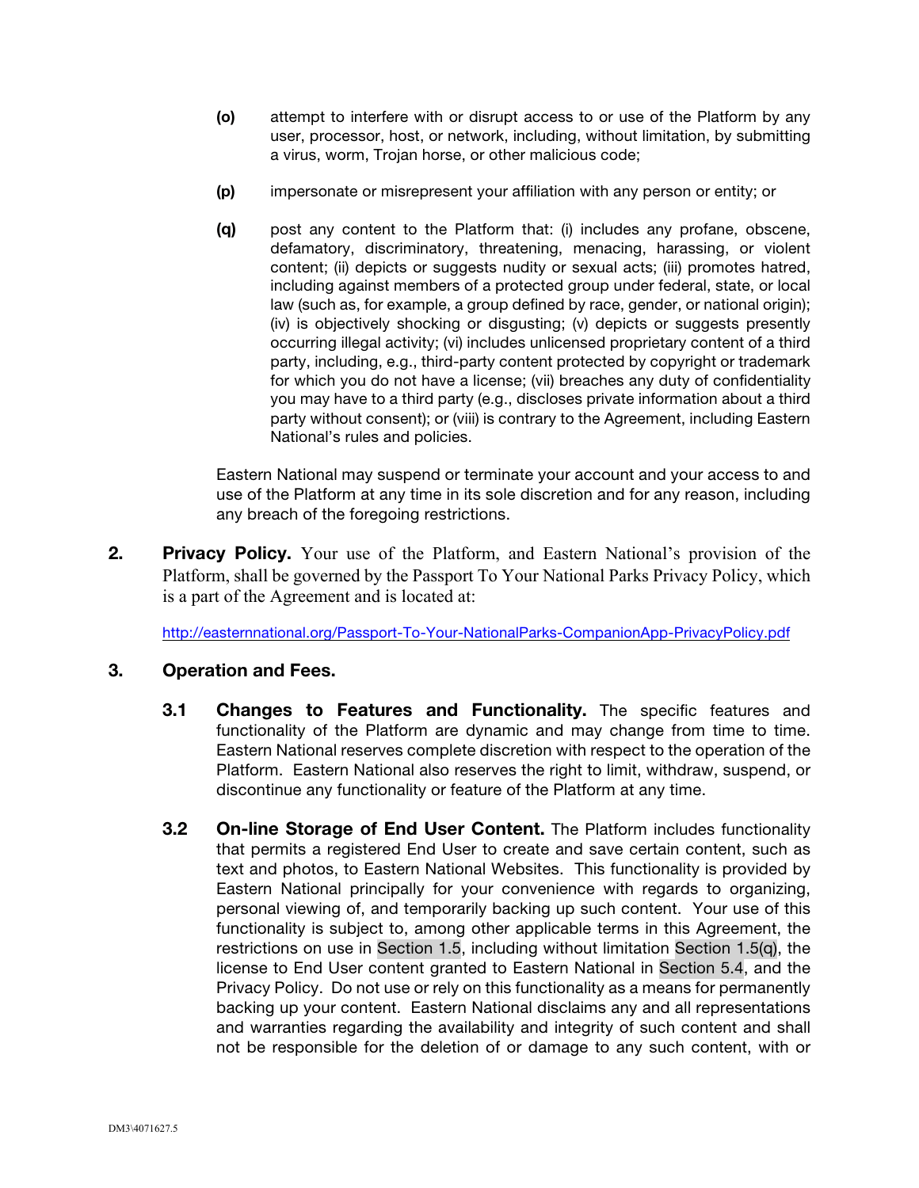**(o)** attempt to interfere with or disrupt access to or use of the Platform by any user, processor, host, or network, including, without limitation, by submitting a virus, worm, Trojan horse, or other malicious code;

**(p)** impersonate or misrepresent your affiliation with any person or entity; or

**(q)** post any content to the Platform that: (i) includes any profane, obscene, defamatory, discriminatory, threatening, menacing, harassing, or violent content; (ii) depicts or suggests nudity or sexual acts; (iii) promotes hatred, including against members of a protected group under federal, state, or local law (such as, for example, a group defined by race, gender, or national origin); (iv) is objectively shocking or disgusting; (v) depicts or suggests presently occurring illegal activity; (vi) includes unlicensed proprietary content of a third party, including, e.g., third-party content protected by copyright or trademark for which you do not have a license; (vii) breaches any duty of confidentiality you may have to a third party (e.g., discloses private information about a third party without consent); or (viii) is contrary to the Agreement, including Eastern National's rules and policies.

Eastern National may suspend or terminate your account and your access to and use of the Platform at any time in its sole discretion and for any reason, including any breach of the foregoing restrictions.

**2. Privacy Policy.** Your use of the Platform, and Eastern National's provision of the Platform, shall be governed by the Passport To Your National Parks Privacy Policy, which is a part of the Agreement and is located at:

http://easternnational.org/Passport-To-Your-NationalParks-CompanionApp-PrivacyPolicy.pdf

**3. Operation and Fees.**

**3.1 Changes to Features and Functionality.** The specific features and functionality of the Platform are dynamic and may change from time to time. Eastern National reserves complete discretion with respect to the operation of the Platform. Eastern National also reserves the right to limit, withdraw, suspend, or discontinue any functionality or feature of the Platform at any time.

**3.2 On-line Storage of End User Content.** The Platform includes functionality that permits a registered End User to create and save certain content, such as text and photos, to Eastern National Websites. This functionality is provided by Eastern National principally for your convenience with regards to organizing, personal viewing of, and temporarily backing up such content. Your use of this functionality is subject to, among other applicable terms in this Agreement, the restrictions on use in Section 1.5, including without limitation Section 1.5(q), the license to End User content granted to Eastern National in Section 5.4, and the Privacy Policy. Do not use or rely on this functionality as a means for permanently backing up your content. Eastern National disclaims any and all representations and warranties regarding the availability and integrity of such content and shall not be responsible for the deletion of or damage to any such content, with or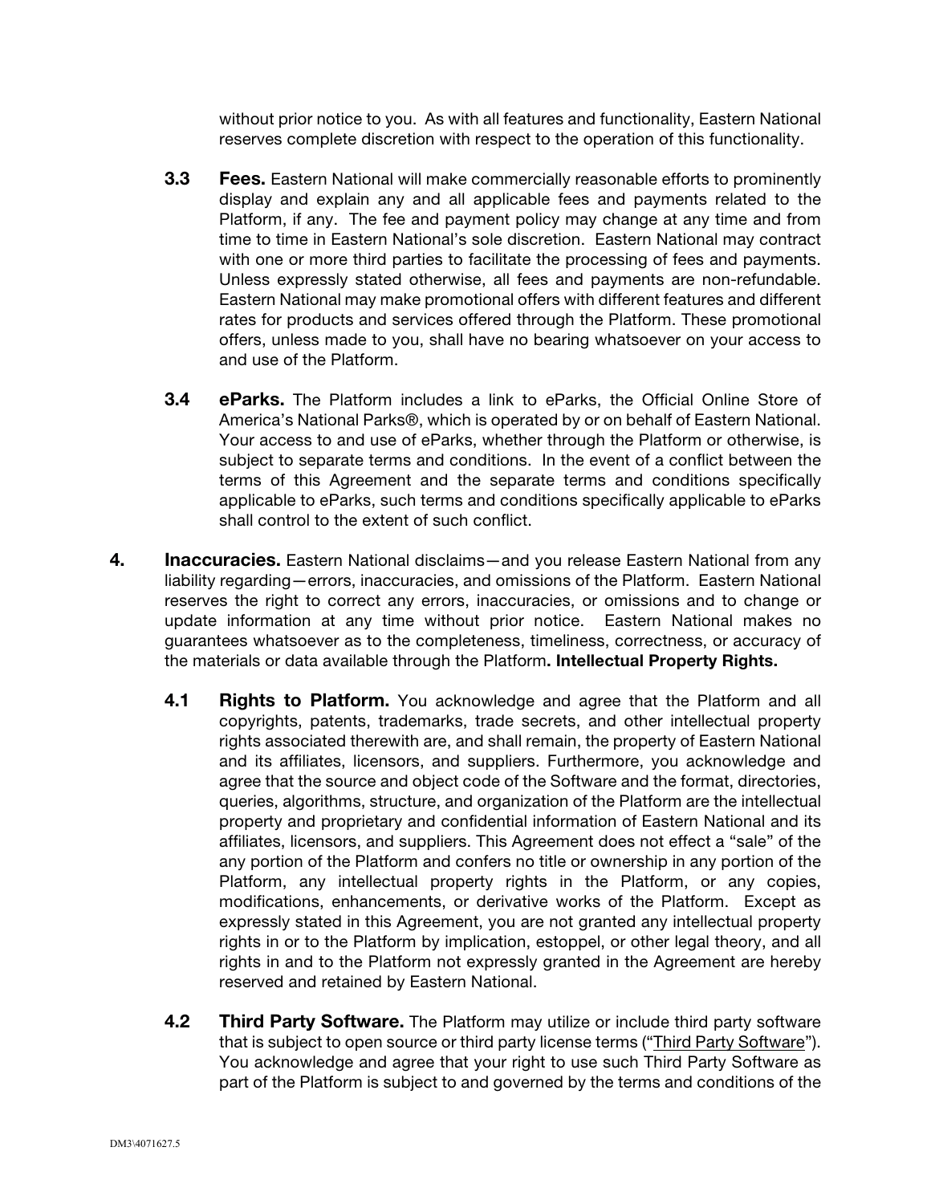without prior notice to you. As with all features and functionality, Eastern National reserves complete discretion with respect to the operation of this functionality.

**3.3 Fees.** Eastern National will make commercially reasonable efforts to prominently display and explain any and all applicable fees and payments related to the Platform, if any. The fee and payment policy may change at any time and from time to time in Eastern National's sole discretion. Eastern National may contract with one or more third parties to facilitate the processing of fees and payments. Unless expressly stated otherwise, all fees and payments are non-refundable. Eastern National may make promotional offers with different features and different rates for products and services offered through the Platform. These promotional offers, unless made to you, shall have no bearing whatsoever on your access to and use of the Platform.

**3.4 eParks.** The Platform includes a link to eParks, the Official Online Store of America's National Parks®, which is operated by or on behalf of Eastern National. Your access to and use of eParks, whether through the Platform or otherwise, is subject to separate terms and conditions. In the event of a conflict between the terms of this Agreement and the separate terms and conditions specifically applicable to eParks, such terms and conditions specifically applicable to eParks shall control to the extent of such conflict.

**4. Inaccuracies.** Eastern National disclaims—and you release Eastern National from any liability regarding—errors, inaccuracies, and omissions of the Platform. Eastern National reserves the right to correct any errors, inaccuracies, or omissions and to change or update information at any time without prior notice. Eastern National makes no guarantees whatsoever as to the completeness, timeliness, correctness, or accuracy of the materials or data available through the Platform**. Intellectual Property Rights.**

**4.1 Rights to Platform.** You acknowledge and agree that the Platform and all copyrights, patents, trademarks, trade secrets, and other intellectual property rights associated therewith are, and shall remain, the property of Eastern National and its affiliates, licensors, and suppliers. Furthermore, you acknowledge and agree that the source and object code of the Software and the format, directories, queries, algorithms, structure, and organization of the Platform are the intellectual property and proprietary and confidential information of Eastern National and its affiliates, licensors, and suppliers. This Agreement does not effect a "sale" of the any portion of the Platform and confers no title or ownership in any portion of the Platform, any intellectual property rights in the Platform, or any copies, modifications, enhancements, or derivative works of the Platform. Except as expressly stated in this Agreement, you are not granted any intellectual property rights in or to the Platform by implication, estoppel, or other legal theory, and all rights in and to the Platform not expressly granted in the Agreement are hereby reserved and retained by Eastern National.

**4.2 Third Party Software.** The Platform may utilize or include third party software that is subject to open source or third party license terms ("Third Party Software"). You acknowledge and agree that your right to use such Third Party Software as part of the Platform is subject to and governed by the terms and conditions of the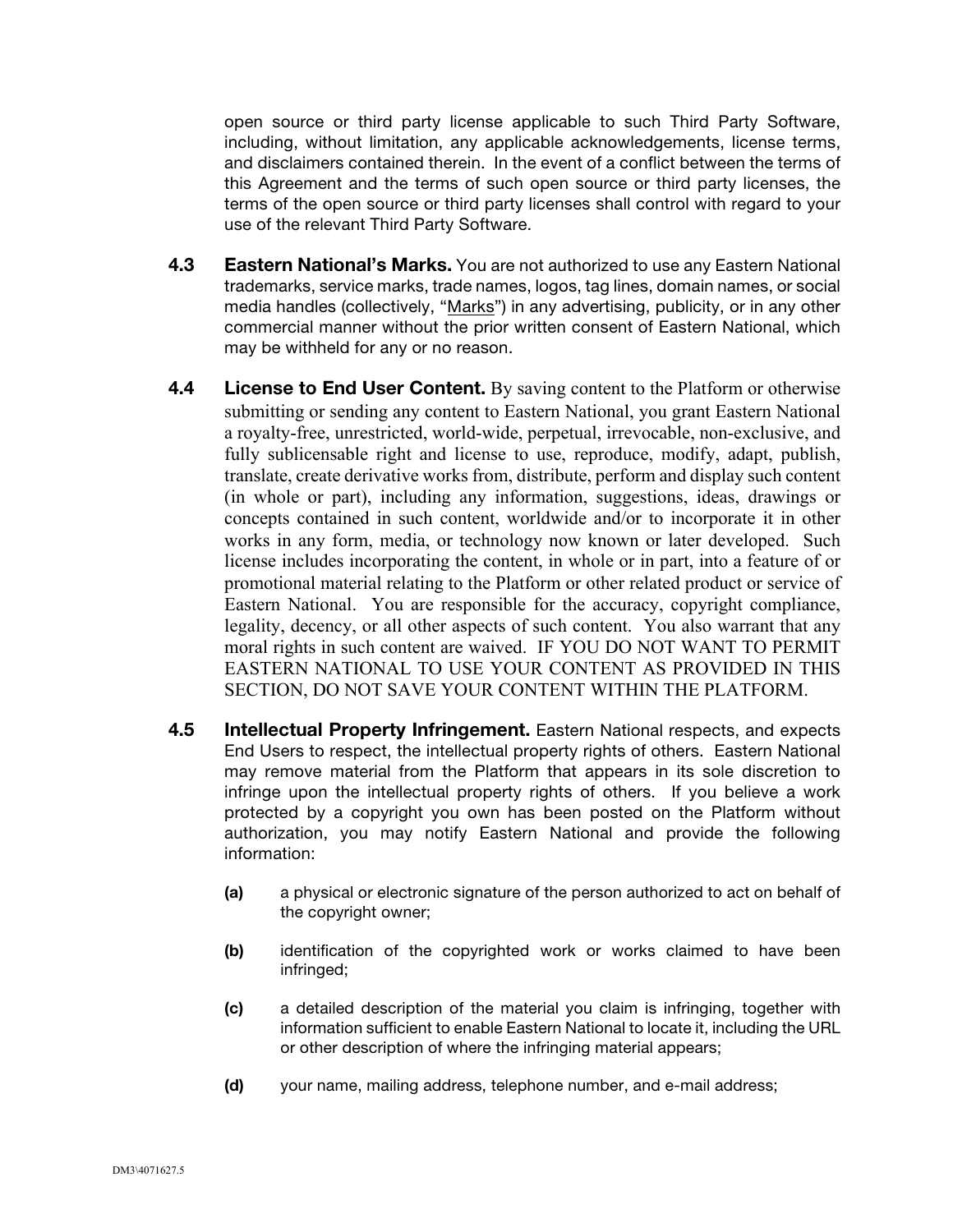open source or third party license applicable to such Third Party Software, including, without limitation, any applicable acknowledgements, license terms, and disclaimers contained therein. In the event of a conflict between the terms of this Agreement and the terms of such open source or third party licenses, the terms of the open source or third party licenses shall control with regard to your use of the relevant Third Party Software.

**4.3 Eastern National's Marks.** You are not authorized to use any Eastern National trademarks, service marks, trade names, logos, tag lines, domain names, or social media handles (collectively, "Marks") in any advertising, publicity, or in any other commercial manner without the prior written consent of Eastern National, which may be withheld for any or no reason.

**4.4 License to End User Content.** By saving content to the Platform or otherwise submitting or sending any content to Eastern National, you grant Eastern National a royalty-free, unrestricted, world-wide, perpetual, irrevocable, non-exclusive, and fully sublicensable right and license to use, reproduce, modify, adapt, publish, translate, create derivative works from, distribute, perform and display such content (in whole or part), including any information, suggestions, ideas, drawings or concepts contained in such content, worldwide and/or to incorporate it in other works in any form, media, or technology now known or later developed. Such license includes incorporating the content, in whole or in part, into a feature of or promotional material relating to the Platform or other related product or service of Eastern National. You are responsible for the accuracy, copyright compliance, legality, decency, or all other aspects of such content. You also warrant that any moral rights in such content are waived. IF YOU DO NOT WANT TO PERMIT EASTERN NATIONAL TO USE YOUR CONTENT AS PROVIDED IN THIS SECTION, DO NOT SAVE YOUR CONTENT WITHIN THE PLATFORM.

**4.5 Intellectual Property Infringement.** Eastern National respects, and expects End Users to respect, the intellectual property rights of others. Eastern National may remove material from the Platform that appears in its sole discretion to infringe upon the intellectual property rights of others. If you believe a work protected by a copyright you own has been posted on the Platform without authorization, you may notify Eastern National and provide the following information:

- **(a)** a physical or electronic signature of the person authorized to act on behalf of the copyright owner;
- **(b)** identification of the copyrighted work or works claimed to have been infringed;
- **(c)** a detailed description of the material you claim is infringing, together with information sufficient to enable Eastern National to locate it, including the URL or other description of where the infringing material appears;
- **(d)** your name, mailing address, telephone number, and e-mail address;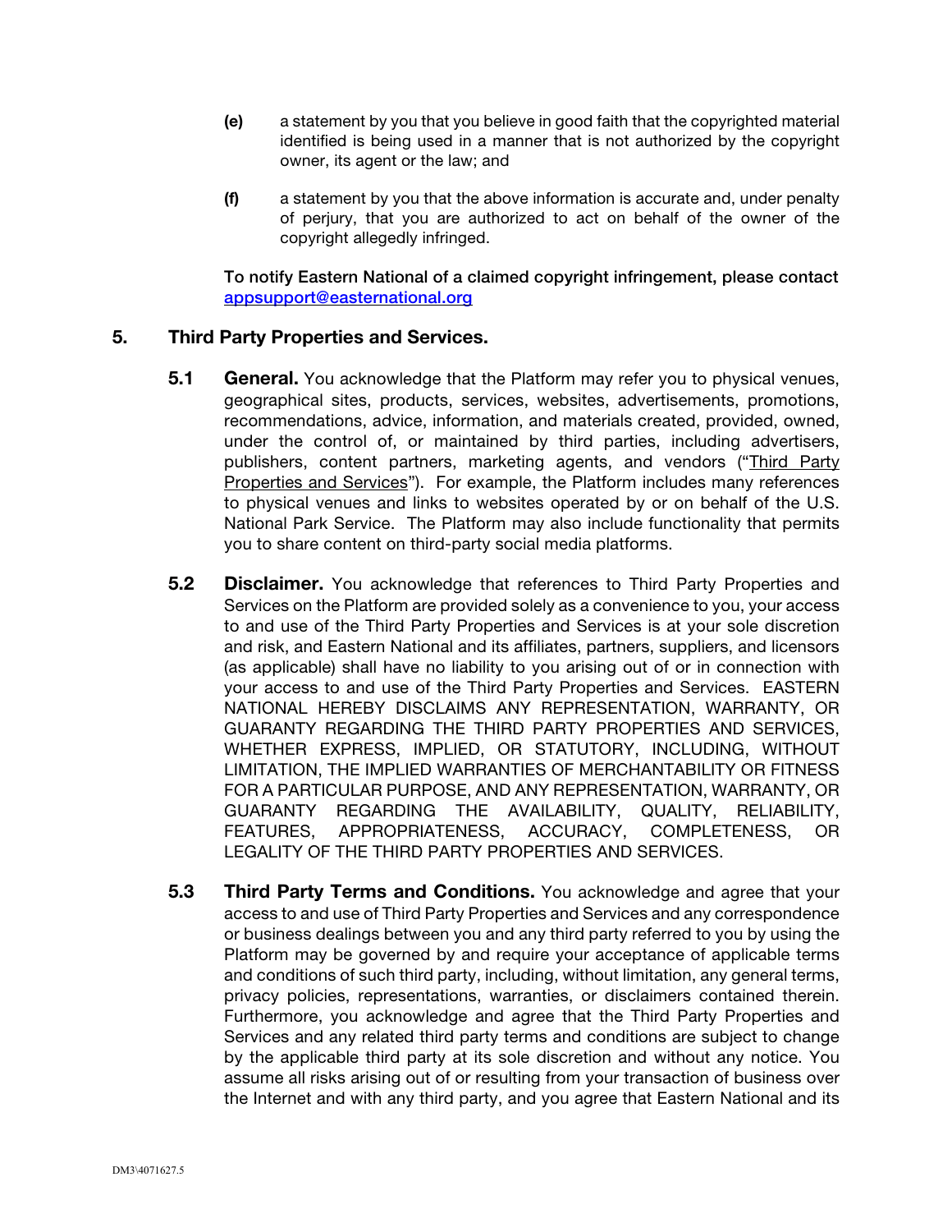**(e)** a statement by you that you believe in good faith that the copyrighted material identified is being used in a manner that is not authorized by the copyright owner, its agent or the law; and

**(f)** a statement by you that the above information is accurate and, under penalty of perjury, that you are authorized to act on behalf of the owner of the copyright allegedly infringed.

**To notify Eastern National of a claimed copyright infringement, please contact [appsupport@easternational.org](mailto:appsupport@easternational.org)**

## 5. Third Party Properties and Services.

**5.1 General.** You acknowledge that the Platform may refer you to physical venues, geographical sites, products, services, websites, advertisements, promotions, recommendations, advice, information, and materials created, provided, owned, under the control of, or maintained by third parties, including advertisers, publishers, content partners, marketing agents, and vendors ("Third Party Properties and Services"). For example, the Platform includes many references to physical venues and links to websites operated by or on behalf of the U.S. National Park Service. The Platform may also include functionality that permits you to share content on third-party social media platforms.

**5.2 Disclaimer.** You acknowledge that references to Third Party Properties and Services on the Platform are provided solely as a convenience to you, your access to and use of the Third Party Properties and Services is at your sole discretion and risk, and Eastern National and its affiliates, partners, suppliers, and licensors (as applicable) shall have no liability to you arising out of or in connection with your access to and use of the Third Party Properties and Services. EASTERN NATIONAL HEREBY DISCLAIMS ANY REPRESENTATION, WARRANTY, OR GUARANTY REGARDING THE THIRD PARTY PROPERTIES AND SERVICES, WHETHER EXPRESS, IMPLIED, OR STATUTORY, INCLUDING, WITHOUT LIMITATION, THE IMPLIED WARRANTIES OF MERCHANTABILITY OR FITNESS FOR A PARTICULAR PURPOSE, AND ANY REPRESENTATION, WARRANTY, OR GUARANTY REGARDING THE AVAILABILITY, QUALITY, RELIABILITY, FEATURES, APPROPRIATENESS, ACCURACY, COMPLETENESS, OR LEGALITY OF THE THIRD PARTY PROPERTIES AND SERVICES.

**5.3 Third Party Terms and Conditions.** You acknowledge and agree that your access to and use of Third Party Properties and Services and any correspondence or business dealings between you and any third party referred to you by using the Platform may be governed by and require your acceptance of applicable terms and conditions of such third party, including, without limitation, any general terms, privacy policies, representations, warranties, or disclaimers contained therein. Furthermore, you acknowledge and agree that the Third Party Properties and Services and any related third party terms and conditions are subject to change by the applicable third party at its sole discretion and without any notice. You assume all risks arising out of or resulting from your transaction of business over the Internet and with any third party, and you agree that Eastern National and its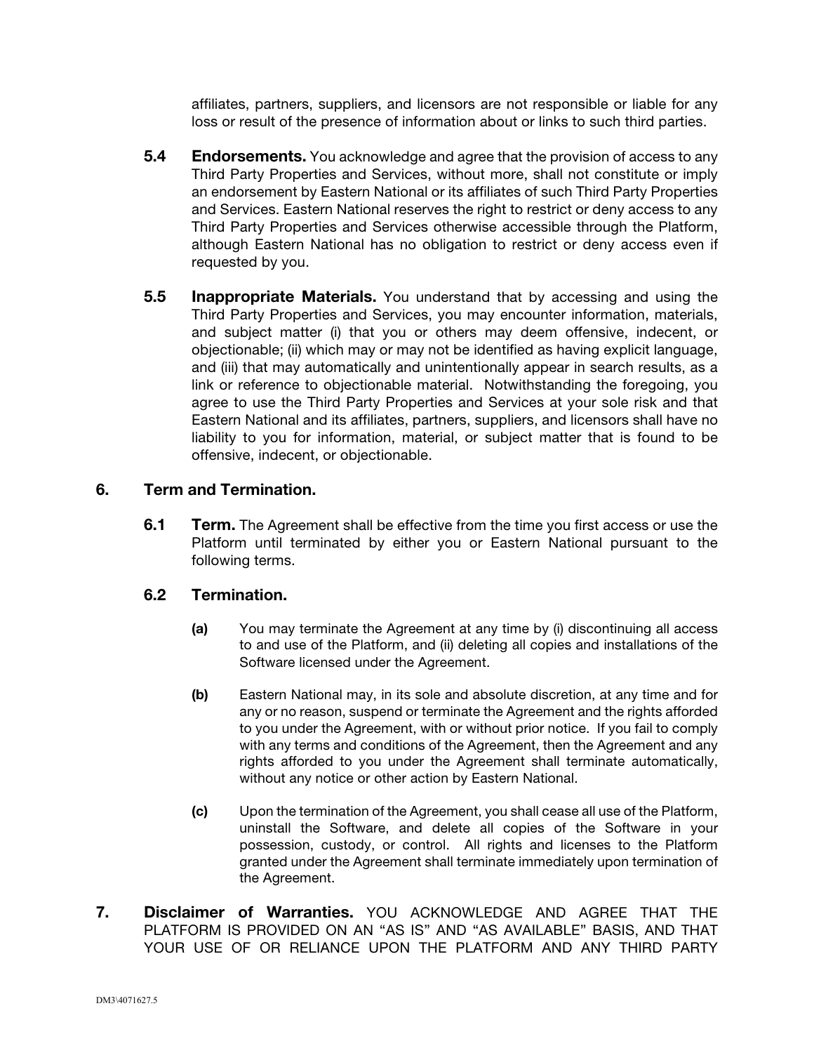affiliates, partners, suppliers, and licensors are not responsible or liable for any loss or result of the presence of information about or links to such third parties.

**5.4 Endorsements.** You acknowledge and agree that the provision of access to any Third Party Properties and Services, without more, shall not constitute or imply an endorsement by Eastern National or its affiliates of such Third Party Properties and Services. Eastern National reserves the right to restrict or deny access to any Third Party Properties and Services otherwise accessible through the Platform, although Eastern National has no obligation to restrict or deny access even if requested by you.

**5.5 Inappropriate Materials.** You understand that by accessing and using the Third Party Properties and Services, you may encounter information, materials, and subject matter (i) that you or others may deem offensive, indecent, or objectionable; (ii) which may or may not be identified as having explicit language, and (iii) that may automatically and unintentionally appear in search results, as a link or reference to objectionable material. Notwithstanding the foregoing, you agree to use the Third Party Properties and Services at your sole risk and that Eastern National and its affiliates, partners, suppliers, and licensors shall have no liability to you for information, material, or subject matter that is found to be offensive, indecent, or objectionable.

## 6. Term and Termination.

**6.1 Term.** The Agreement shall be effective from the time you first access or use the Platform until terminated by either you or Eastern National pursuant to the following terms.

### 6.2 Termination.

**(a)** You may terminate the Agreement at any time by (i) discontinuing all access to and use of the Platform, and (ii) deleting all copies and installations of the Software licensed under the Agreement.

**(b)** Eastern National may, in its sole and absolute discretion, at any time and for any or no reason, suspend or terminate the Agreement and the rights afforded to you under the Agreement, with or without prior notice. If you fail to comply with any terms and conditions of the Agreement, then the Agreement and any rights afforded to you under the Agreement shall terminate automatically, without any notice or other action by Eastern National.

**(c)** Upon the termination of the Agreement, you shall cease all use of the Platform, uninstall the Software, and delete all copies of the Software in your possession, custody, or control. All rights and licenses to the Platform granted under the Agreement shall terminate immediately upon termination of the Agreement.

**7. Disclaimer of Warranties.** YOU ACKNOWLEDGE AND AGREE THAT THE PLATFORM IS PROVIDED ON AN "AS IS" AND "AS AVAILABLE" BASIS, AND THAT YOUR USE OF OR RELIANCE UPON THE PLATFORM AND ANY THIRD PARTY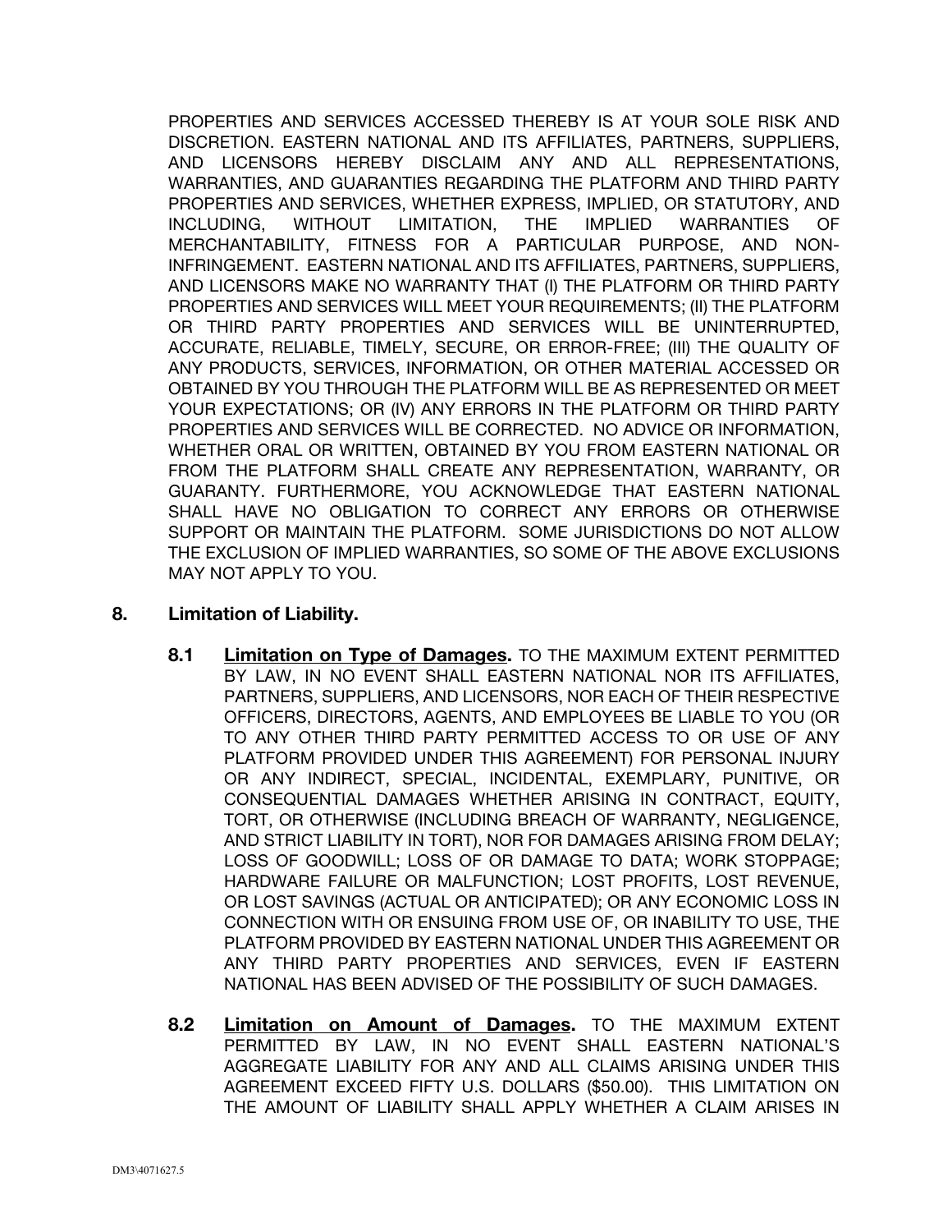PROPERTIES AND SERVICES ACCESSED THEREBY IS AT YOUR SOLE RISK AND DISCRETION. EASTERN NATIONAL AND ITS AFFILIATES, PARTNERS, SUPPLIERS, AND LICENSORS HEREBY DISCLAIM ANY AND ALL REPRESENTATIONS, WARRANTIES, AND GUARANTIES REGARDING THE PLATFORM AND THIRD PARTY PROPERTIES AND SERVICES, WHETHER EXPRESS, IMPLIED, OR STATUTORY, AND INCLUDING, WITHOUT LIMITATION, THE IMPLIED WARRANTIES OF MERCHANTABILITY, FITNESS FOR A PARTICULAR PURPOSE, AND NON-INFRINGEMENT. EASTERN NATIONAL AND ITS AFFILIATES, PARTNERS, SUPPLIERS, AND LICENSORS MAKE NO WARRANTY THAT (I) THE PLATFORM OR THIRD PARTY PROPERTIES AND SERVICES WILL MEET YOUR REQUIREMENTS; (II) THE PLATFORM OR THIRD PARTY PROPERTIES AND SERVICES WILL BE UNINTERRUPTED, ACCURATE, RELIABLE, TIMELY, SECURE, OR ERROR-FREE; (III) THE QUALITY OF ANY PRODUCTS, SERVICES, INFORMATION, OR OTHER MATERIAL ACCESSED OR OBTAINED BY YOU THROUGH THE PLATFORM WILL BE AS REPRESENTED OR MEET YOUR EXPECTATIONS; OR (IV) ANY ERRORS IN THE PLATFORM OR THIRD PARTY PROPERTIES AND SERVICES WILL BE CORRECTED. NO ADVICE OR INFORMATION, WHETHER ORAL OR WRITTEN, OBTAINED BY YOU FROM EASTERN NATIONAL OR FROM THE PLATFORM SHALL CREATE ANY REPRESENTATION, WARRANTY, OR GUARANTY. FURTHERMORE, YOU ACKNOWLEDGE THAT EASTERN NATIONAL SHALL HAVE NO OBLIGATION TO CORRECT ANY ERRORS OR OTHERWISE SUPPORT OR MAINTAIN THE PLATFORM. SOME JURISDICTIONS DO NOT ALLOW THE EXCLUSION OF IMPLIED WARRANTIES, SO SOME OF THE ABOVE EXCLUSIONS MAY NOT APPLY TO YOU.

## 8. Limitation of Liability.

**8.1 <u>Limitation on Type of Damages</u>.** TO THE MAXIMUM EXTENT PERMITTED BY LAW, IN NO EVENT SHALL EASTERN NATIONAL NOR ITS AFFILIATES, PARTNERS, SUPPLIERS, AND LICENSORS, NOR EACH OF THEIR RESPECTIVE OFFICERS, DIRECTORS, AGENTS, AND EMPLOYEES BE LIABLE TO YOU (OR TO ANY OTHER THIRD PARTY PERMITTED ACCESS TO OR USE OF ANY PLATFORM PROVIDED UNDER THIS AGREEMENT) FOR PERSONAL INJURY OR ANY INDIRECT, SPECIAL, INCIDENTAL, EXEMPLARY, PUNITIVE, OR CONSEQUENTIAL DAMAGES WHETHER ARISING IN CONTRACT, EQUITY, TORT, OR OTHERWISE (INCLUDING BREACH OF WARRANTY, NEGLIGENCE, AND STRICT LIABILITY IN TORT), NOR FOR DAMAGES ARISING FROM DELAY; LOSS OF GOODWILL; LOSS OF OR DAMAGE TO DATA; WORK STOPPAGE; HARDWARE FAILURE OR MALFUNCTION; LOST PROFITS, LOST REVENUE, OR LOST SAVINGS (ACTUAL OR ANTICIPATED); OR ANY ECONOMIC LOSS IN CONNECTION WITH OR ENSUING FROM USE OF, OR INABILITY TO USE, THE PLATFORM PROVIDED BY EASTERN NATIONAL UNDER THIS AGREEMENT OR ANY THIRD PARTY PROPERTIES AND SERVICES, EVEN IF EASTERN NATIONAL HAS BEEN ADVISED OF THE POSSIBILITY OF SUCH DAMAGES.

**8.2 <u>Limitation on Amount of Damages</u>.** TO THE MAXIMUM EXTENT PERMITTED BY LAW, IN NO EVENT SHALL EASTERN NATIONAL'S AGGREGATE LIABILITY FOR ANY AND ALL CLAIMS ARISING UNDER THIS AGREEMENT EXCEED FIFTY U.S. DOLLARS ($50.00). THIS LIMITATION ON THE AMOUNT OF LIABILITY SHALL APPLY WHETHER A CLAIM ARISES IN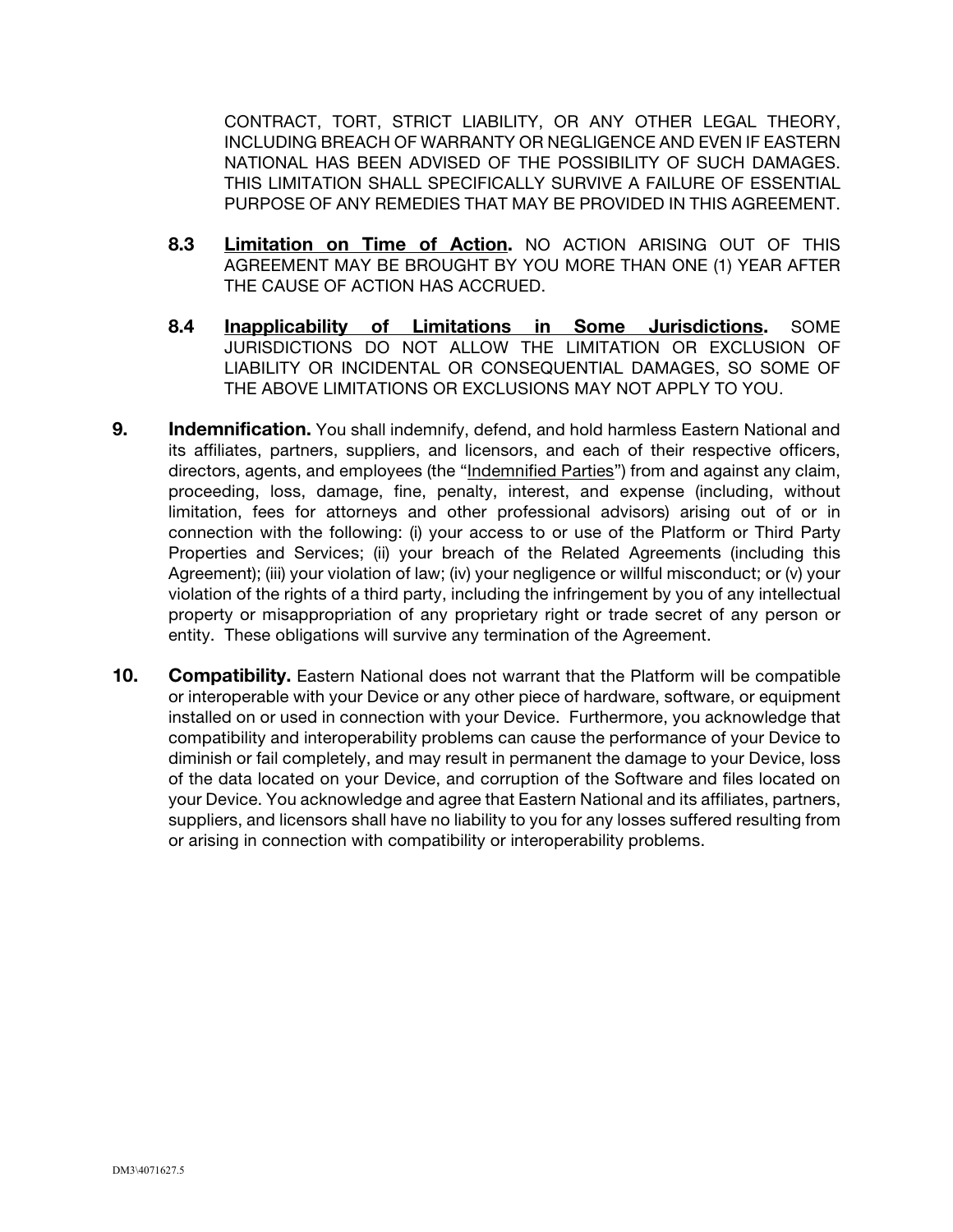CONTRACT, TORT, STRICT LIABILITY, OR ANY OTHER LEGAL THEORY, INCLUDING BREACH OF WARRANTY OR NEGLIGENCE AND EVEN IF EASTERN NATIONAL HAS BEEN ADVISED OF THE POSSIBILITY OF SUCH DAMAGES. THIS LIMITATION SHALL SPECIFICALLY SURVIVE A FAILURE OF ESSENTIAL PURPOSE OF ANY REMEDIES THAT MAY BE PROVIDED IN THIS AGREEMENT.

**8.3 Limitation on Time of Action.** NO ACTION ARISING OUT OF THIS AGREEMENT MAY BE BROUGHT BY YOU MORE THAN ONE (1) YEAR AFTER THE CAUSE OF ACTION HAS ACCRUED.

**8.4 Inapplicability of Limitations in Some Jurisdictions.** SOME JURISDICTIONS DO NOT ALLOW THE LIMITATION OR EXCLUSION OF LIABILITY OR INCIDENTAL OR CONSEQUENTIAL DAMAGES, SO SOME OF THE ABOVE LIMITATIONS OR EXCLUSIONS MAY NOT APPLY TO YOU.

**9. Indemnification.** You shall indemnify, defend, and hold harmless Eastern National and its affiliates, partners, suppliers, and licensors, and each of their respective officers, directors, agents, and employees (the "Indemnified Parties") from and against any claim, proceeding, loss, damage, fine, penalty, interest, and expense (including, without limitation, fees for attorneys and other professional advisors) arising out of or in connection with the following: (i) your access to or use of the Platform or Third Party Properties and Services; (ii) your breach of the Related Agreements (including this Agreement); (iii) your violation of law; (iv) your negligence or willful misconduct; or (v) your violation of the rights of a third party, including the infringement by you of any intellectual property or misappropriation of any proprietary right or trade secret of any person or entity. These obligations will survive any termination of the Agreement.

**10. Compatibility.** Eastern National does not warrant that the Platform will be compatible or interoperable with your Device or any other piece of hardware, software, or equipment installed on or used in connection with your Device. Furthermore, you acknowledge that compatibility and interoperability problems can cause the performance of your Device to diminish or fail completely, and may result in permanent the damage to your Device, loss of the data located on your Device, and corruption of the Software and files located on your Device. You acknowledge and agree that Eastern National and its affiliates, partners, suppliers, and licensors shall have no liability to you for any losses suffered resulting from or arising in connection with compatibility or interoperability problems.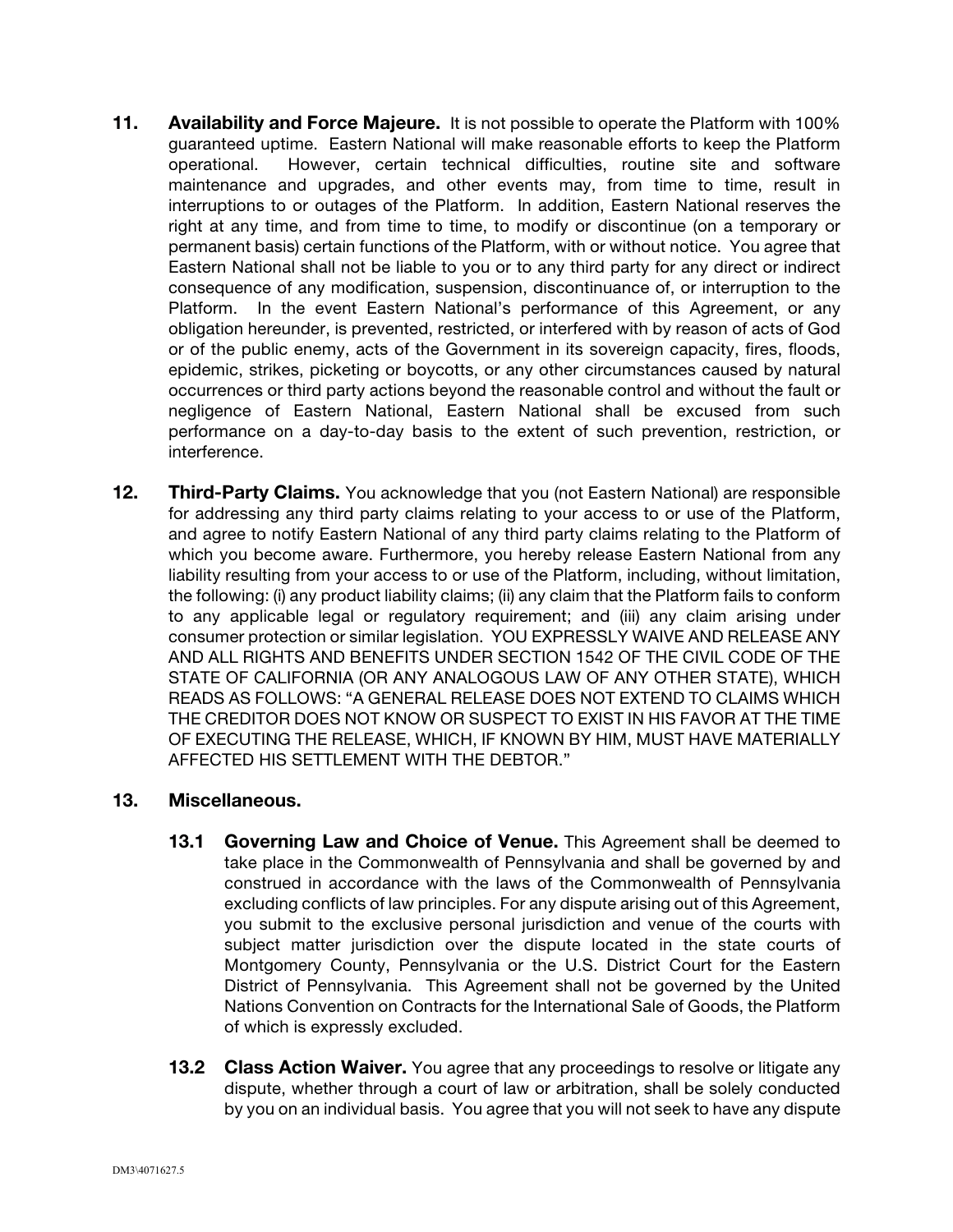**11. Availability and Force Majeure.** It is not possible to operate the Platform with 100% guaranteed uptime. Eastern National will make reasonable efforts to keep the Platform operational. However, certain technical difficulties, routine site and software maintenance and upgrades, and other events may, from time to time, result in interruptions to or outages of the Platform. In addition, Eastern National reserves the right at any time, and from time to time, to modify or discontinue (on a temporary or permanent basis) certain functions of the Platform, with or without notice. You agree that Eastern National shall not be liable to you or to any third party for any direct or indirect consequence of any modification, suspension, discontinuance of, or interruption to the Platform. In the event Eastern National's performance of this Agreement, or any obligation hereunder, is prevented, restricted, or interfered with by reason of acts of God or of the public enemy, acts of the Government in its sovereign capacity, fires, floods, epidemic, strikes, picketing or boycotts, or any other circumstances caused by natural occurrences or third party actions beyond the reasonable control and without the fault or negligence of Eastern National, Eastern National shall be excused from such performance on a day-to-day basis to the extent of such prevention, restriction, or interference.

**12. Third-Party Claims.** You acknowledge that you (not Eastern National) are responsible for addressing any third party claims relating to your access to or use of the Platform, and agree to notify Eastern National of any third party claims relating to the Platform of which you become aware. Furthermore, you hereby release Eastern National from any liability resulting from your access to or use of the Platform, including, without limitation, the following: (i) any product liability claims; (ii) any claim that the Platform fails to conform to any applicable legal or regulatory requirement; and (iii) any claim arising under consumer protection or similar legislation. YOU EXPRESSLY WAIVE AND RELEASE ANY AND ALL RIGHTS AND BENEFITS UNDER SECTION 1542 OF THE CIVIL CODE OF THE STATE OF CALIFORNIA (OR ANY ANALOGOUS LAW OF ANY OTHER STATE), WHICH READS AS FOLLOWS: "A GENERAL RELEASE DOES NOT EXTEND TO CLAIMS WHICH THE CREDITOR DOES NOT KNOW OR SUSPECT TO EXIST IN HIS FAVOR AT THE TIME OF EXECUTING THE RELEASE, WHICH, IF KNOWN BY HIM, MUST HAVE MATERIALLY AFFECTED HIS SETTLEMENT WITH THE DEBTOR."

**13. Miscellaneous.**

**13.1 Governing Law and Choice of Venue.** This Agreement shall be deemed to take place in the Commonwealth of Pennsylvania and shall be governed by and construed in accordance with the laws of the Commonwealth of Pennsylvania excluding conflicts of law principles. For any dispute arising out of this Agreement, you submit to the exclusive personal jurisdiction and venue of the courts with subject matter jurisdiction over the dispute located in the state courts of Montgomery County, Pennsylvania or the U.S. District Court for the Eastern District of Pennsylvania. This Agreement shall not be governed by the United Nations Convention on Contracts for the International Sale of Goods, the Platform of which is expressly excluded.

**13.2 Class Action Waiver.** You agree that any proceedings to resolve or litigate any dispute, whether through a court of law or arbitration, shall be solely conducted by you on an individual basis. You agree that you will not seek to have any dispute

DM3\4071627.5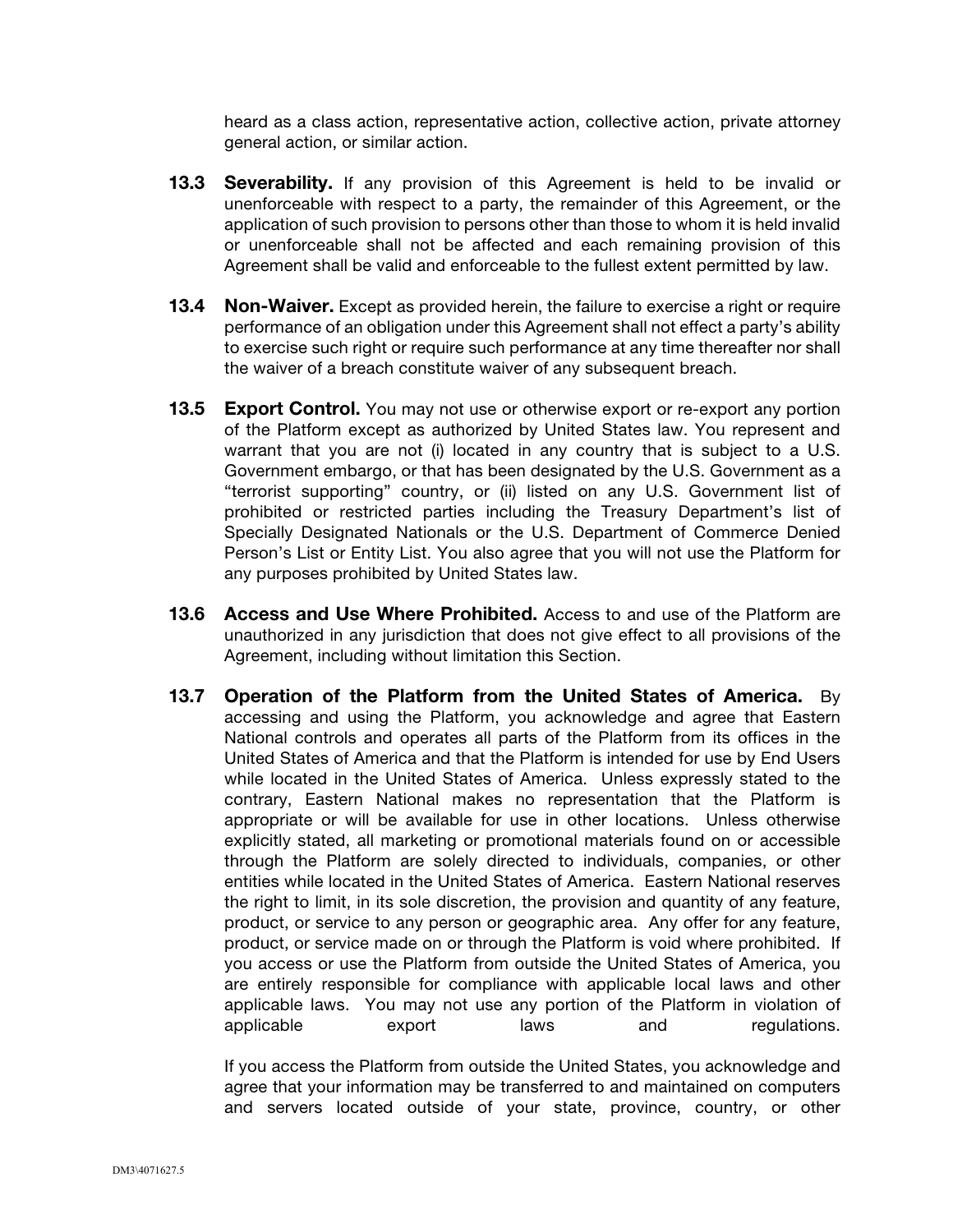heard as a class action, representative action, collective action, private attorney general action, or similar action.

**13.3 Severability.** If any provision of this Agreement is held to be invalid or unenforceable with respect to a party, the remainder of this Agreement, or the application of such provision to persons other than those to whom it is held invalid or unenforceable shall not be affected and each remaining provision of this Agreement shall be valid and enforceable to the fullest extent permitted by law.

**13.4 Non-Waiver.** Except as provided herein, the failure to exercise a right or require performance of an obligation under this Agreement shall not effect a party's ability to exercise such right or require such performance at any time thereafter nor shall the waiver of a breach constitute waiver of any subsequent breach.

**13.5 Export Control.** You may not use or otherwise export or re-export any portion of the Platform except as authorized by United States law. You represent and warrant that you are not (i) located in any country that is subject to a U.S. Government embargo, or that has been designated by the U.S. Government as a "terrorist supporting" country, or (ii) listed on any U.S. Government list of prohibited or restricted parties including the Treasury Department's list of Specially Designated Nationals or the U.S. Department of Commerce Denied Person's List or Entity List. You also agree that you will not use the Platform for any purposes prohibited by United States law.

**13.6 Access and Use Where Prohibited.** Access to and use of the Platform are unauthorized in any jurisdiction that does not give effect to all provisions of the Agreement, including without limitation this Section.

**13.7 Operation of the Platform from the United States of America.** By accessing and using the Platform, you acknowledge and agree that Eastern National controls and operates all parts of the Platform from its offices in the United States of America and that the Platform is intended for use by End Users while located in the United States of America. Unless expressly stated to the contrary, Eastern National makes no representation that the Platform is appropriate or will be available for use in other locations. Unless otherwise explicitly stated, all marketing or promotional materials found on or accessible through the Platform are solely directed to individuals, companies, or other entities while located in the United States of America. Eastern National reserves the right to limit, in its sole discretion, the provision and quantity of any feature, product, or service to any person or geographic area. Any offer for any feature, product, or service made on or through the Platform is void where prohibited. If you access or use the Platform from outside the United States of America, you are entirely responsible for compliance with applicable local laws and other applicable laws. You may not use any portion of the Platform in violation of applicable export laws and regulations.

If you access the Platform from outside the United States, you acknowledge and agree that your information may be transferred to and maintained on computers and servers located outside of your state, province, country, or other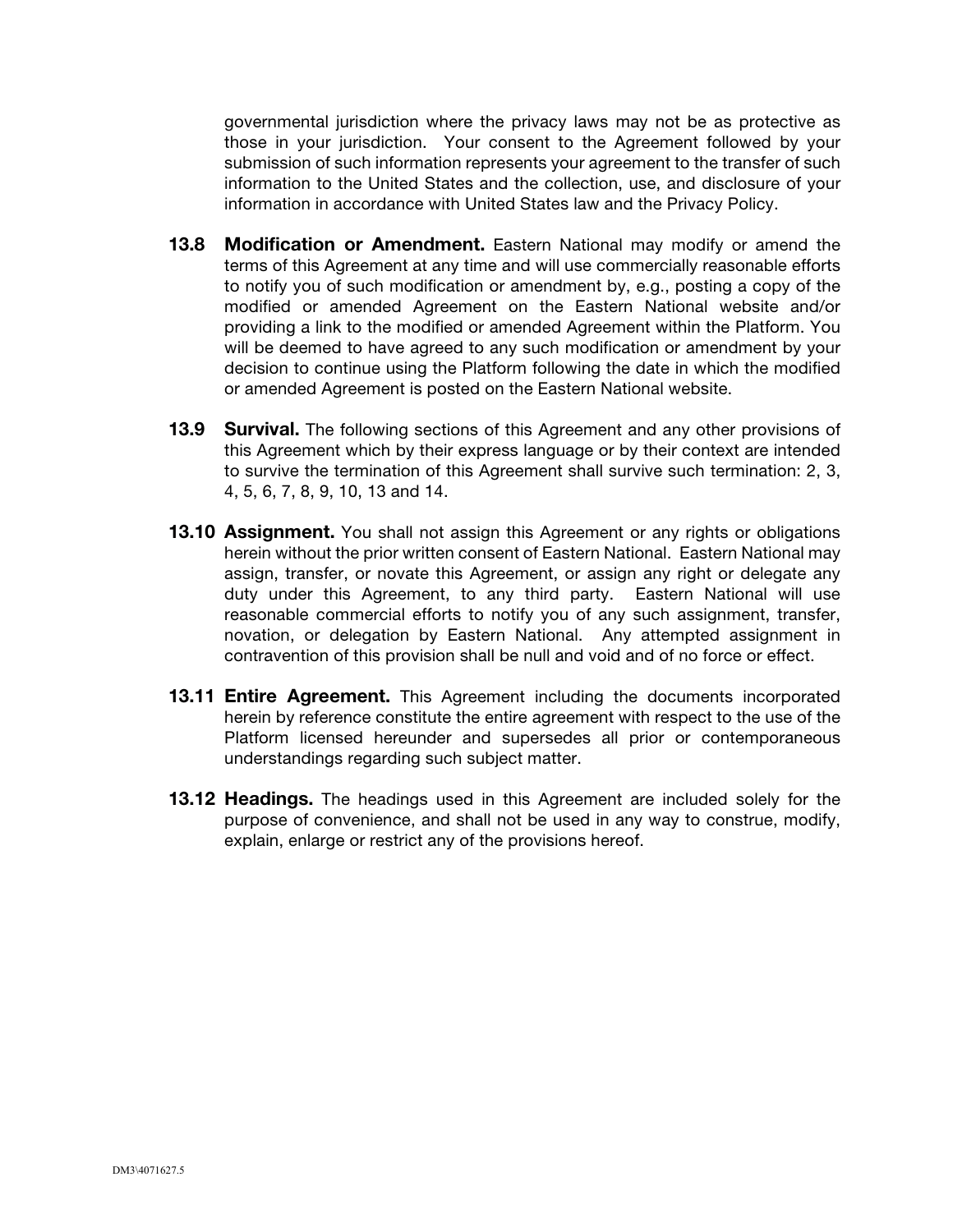governmental jurisdiction where the privacy laws may not be as protective as those in your jurisdiction. Your consent to the Agreement followed by your submission of such information represents your agreement to the transfer of such information to the United States and the collection, use, and disclosure of your information in accordance with United States law and the Privacy Policy.

**13.8 Modification or Amendment.** Eastern National may modify or amend the terms of this Agreement at any time and will use commercially reasonable efforts to notify you of such modification or amendment by, e.g., posting a copy of the modified or amended Agreement on the Eastern National website and/or providing a link to the modified or amended Agreement within the Platform. You will be deemed to have agreed to any such modification or amendment by your decision to continue using the Platform following the date in which the modified or amended Agreement is posted on the Eastern National website.

**13.9 Survival.** The following sections of this Agreement and any other provisions of this Agreement which by their express language or by their context are intended to survive the termination of this Agreement shall survive such termination: 2, 3, 4, 5, 6, 7, 8, 9, 10, 13 and 14.

**13.10 Assignment.** You shall not assign this Agreement or any rights or obligations herein without the prior written consent of Eastern National. Eastern National may assign, transfer, or novate this Agreement, or assign any right or delegate any duty under this Agreement, to any third party. Eastern National will use reasonable commercial efforts to notify you of any such assignment, transfer, novation, or delegation by Eastern National. Any attempted assignment in contravention of this provision shall be null and void and of no force or effect.

**13.11 Entire Agreement.** This Agreement including the documents incorporated herein by reference constitute the entire agreement with respect to the use of the Platform licensed hereunder and supersedes all prior or contemporaneous understandings regarding such subject matter.

**13.12 Headings.** The headings used in this Agreement are included solely for the purpose of convenience, and shall not be used in any way to construe, modify, explain, enlarge or restrict any of the provisions hereof.

DM3\4071627.5